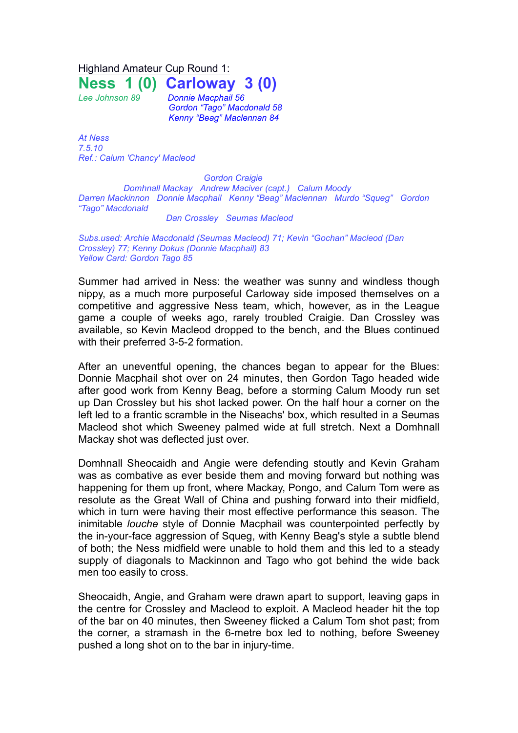Highland Amateur Cup Round 1:

# Ness 1 (0) Carloway 3 (0)

*Lee Johnson 89*

*Donnie Macphail 56*
*Gordon "Tago" Macdonald 58*
*Kenny "Beag" Maclennan 84*

*At Ness*
*7.5.10*
*Ref.: Calum 'Chancy' Macleod*

*Gordon Craigie*
*Domhnall Mackay   Andrew Maciver (capt.)   Calum Moody*
*Darren Mackinnon   Donnie Macphail   Kenny "Beag" Maclennan   Murdo "Squeg"   Gordon "Tago" Macdonald*
*Dan Crossley   Seumas Macleod*

*Subs.used: Archie Macdonald (Seumas Macleod) 71; Kevin "Gochan" Macleod (Dan Crossley) 77; Kenny Dokus (Donnie Macphail) 83*
*Yellow Card: Gordon Tago 85*

Summer had arrived in Ness: the weather was sunny and windless though nippy, as a much more purposeful Carloway side imposed themselves on a competitive and aggressive Ness team, which, however, as in the League game a couple of weeks ago, rarely troubled Craigie. Dan Crossley was available, so Kevin Macleod dropped to the bench, and the Blues continued with their preferred 3-5-2 formation.

After an uneventful opening, the chances began to appear for the Blues: Donnie Macphail shot over on 24 minutes, then Gordon Tago headed wide after good work from Kenny Beag, before a storming Calum Moody run set up Dan Crossley but his shot lacked power. On the half hour a corner on the left led to a frantic scramble in the Niseachs' box, which resulted in a Seumas Macleod shot which Sweeney palmed wide at full stretch. Next a Domhnall Mackay shot was deflected just over.

Domhnall Sheocaidh and Angie were defending stoutly and Kevin Graham was as combative as ever beside them and moving forward but nothing was happening for them up front, where Mackay, Pongo, and Calum Tom were as resolute as the Great Wall of China and pushing forward into their midfield, which in turn were having their most effective performance this season. The inimitable *louche* style of Donnie Macphail was counterpointed perfectly by the in-your-face aggression of Squeg, with Kenny Beag's style a subtle blend of both; the Ness midfield were unable to hold them and this led to a steady supply of diagonals to Mackinnon and Tago who got behind the wide back men too easily to cross.

Sheocaidh, Angie, and Graham were drawn apart to support, leaving gaps in the centre for Crossley and Macleod to exploit. A Macleod header hit the top of the bar on 40 minutes, then Sweeney flicked a Calum Tom shot past; from the corner, a stramash in the 6-metre box led to nothing, before Sweeney pushed a long shot on to the bar in injury-time.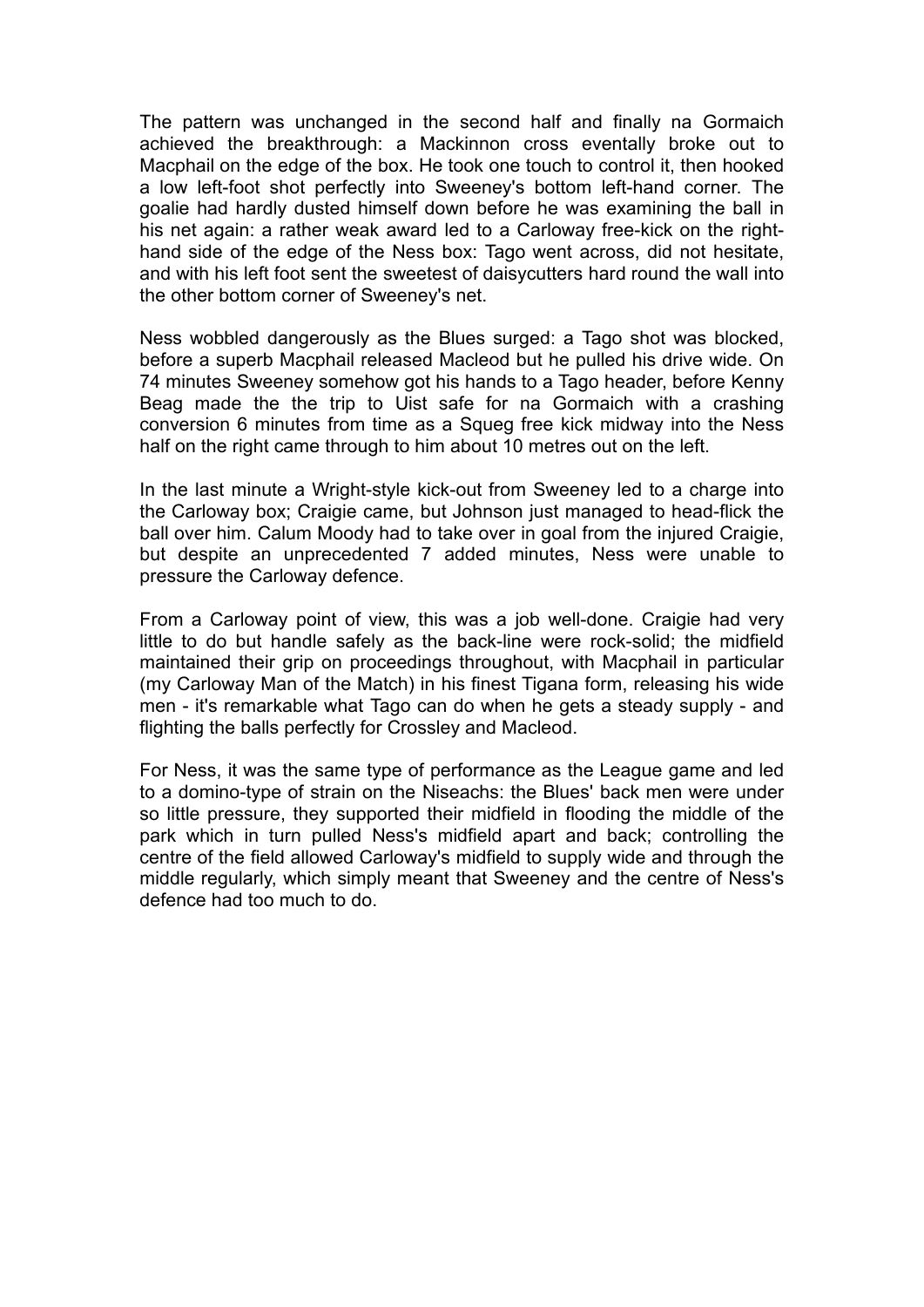The pattern was unchanged in the second half and finally na Gormaich achieved the breakthrough: a Mackinnon cross eventally broke out to Macphail on the edge of the box. He took one touch to control it, then hooked a low left-foot shot perfectly into Sweeney's bottom left-hand corner. The goalie had hardly dusted himself down before he was examining the ball in his net again: a rather weak award led to a Carloway free-kick on the right-hand side of the edge of the Ness box: Tago went across, did not hesitate, and with his left foot sent the sweetest of daisycutters hard round the wall into the other bottom corner of Sweeney's net.

Ness wobbled dangerously as the Blues surged: a Tago shot was blocked, before a superb Macphail released Macleod but he pulled his drive wide. On 74 minutes Sweeney somehow got his hands to a Tago header, before Kenny Beag made the the trip to Uist safe for na Gormaich with a crashing conversion 6 minutes from time as a Squeg free kick midway into the Ness half on the right came through to him about 10 metres out on the left.

In the last minute a Wright-style kick-out from Sweeney led to a charge into the Carloway box; Craigie came, but Johnson just managed to head-flick the ball over him. Calum Moody had to take over in goal from the injured Craigie, but despite an unprecedented 7 added minutes, Ness were unable to pressure the Carloway defence.

From a Carloway point of view, this was a job well-done. Craigie had very little to do but handle safely as the back-line were rock-solid; the midfield maintained their grip on proceedings throughout, with Macphail in particular (my Carloway Man of the Match) in his finest Tigana form, releasing his wide men - it's remarkable what Tago can do when he gets a steady supply - and flighting the balls perfectly for Crossley and Macleod.

For Ness, it was the same type of performance as the League game and led to a domino-type of strain on the Niseachs: the Blues' back men were under so little pressure, they supported their midfield in flooding the middle of the park which in turn pulled Ness's midfield apart and back; controlling the centre of the field allowed Carloway's midfield to supply wide and through the middle regularly, which simply meant that Sweeney and the centre of Ness's defence had too much to do.